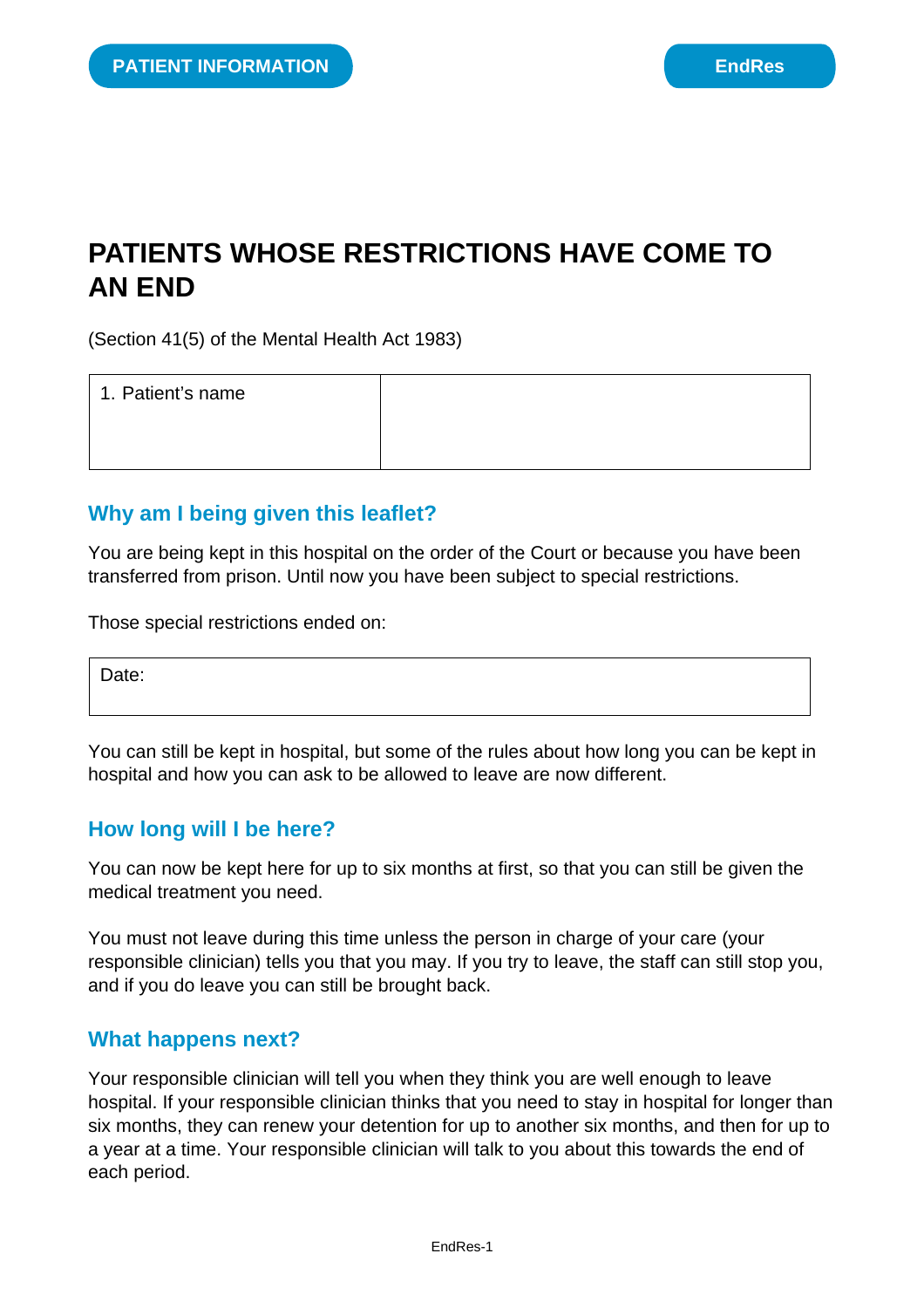PATIENT INFORMATION | EndRes

# PATIENTS WHOSE RESTRICTIONS HAVE COME TO AN END

(Section 41(5) of the Mental Health Act 1983)

| 1. Patient's name | |
|---|---|

## Why am I being given this leaflet?

You are being kept in this hospital on the order of the Court or because you have been transferred from prison. Until now you have been subject to special restrictions.

Those special restrictions ended on:

| Date: |
|---|

You can still be kept in hospital, but some of the rules about how long you can be kept in hospital and how you can ask to be allowed to leave are now different.

## How long will I be here?

You can now be kept here for up to six months at first, so that you can still be given the medical treatment you need.

You must not leave during this time unless the person in charge of your care (your responsible clinician) tells you that you may. If you try to leave, the staff can still stop you, and if you do leave you can still be brought back.

## What happens next?

Your responsible clinician will tell you when they think you are well enough to leave hospital. If your responsible clinician thinks that you need to stay in hospital for longer than six months, they can renew your detention for up to another six months, and then for up to a year at a time. Your responsible clinician will talk to you about this towards the end of each period.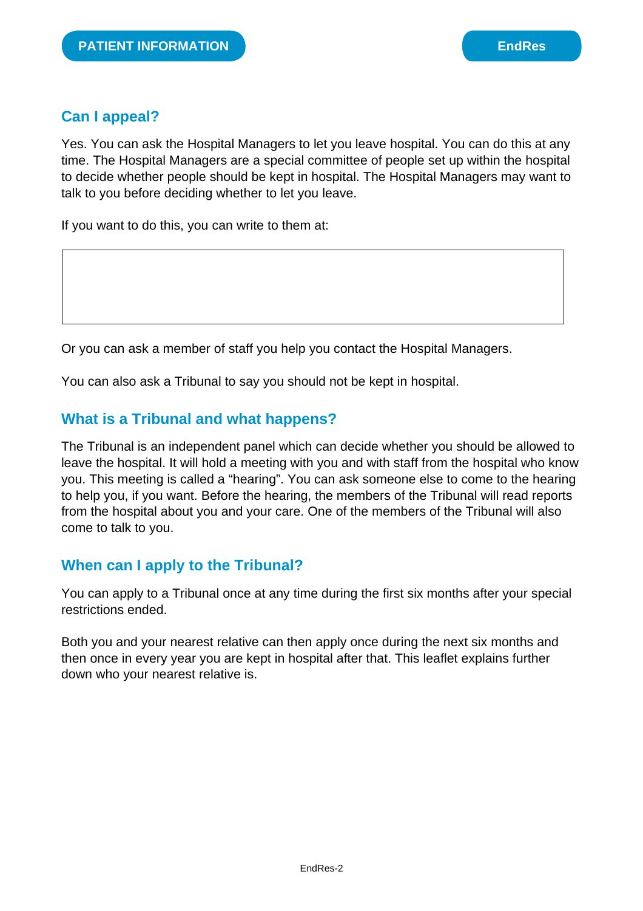## Can I appeal?

Yes. You can ask the Hospital Managers to let you leave hospital. You can do this at any time. The Hospital Managers are a special committee of people set up within the hospital to decide whether people should be kept in hospital. The Hospital Managers may want to talk to you before deciding whether to let you leave.

If you want to do this, you can write to them at:

|   |
|---|
|   |

Or you can ask a member of staff you help you contact the Hospital Managers.

You can also ask a Tribunal to say you should not be kept in hospital.

## What is a Tribunal and what happens?

The Tribunal is an independent panel which can decide whether you should be allowed to leave the hospital. It will hold a meeting with you and with staff from the hospital who know you. This meeting is called a “hearing”. You can ask someone else to come to the hearing to help you, if you want. Before the hearing, the members of the Tribunal will read reports from the hospital about you and your care. One of the members of the Tribunal will also come to talk to you.

## When can I apply to the Tribunal?

You can apply to a Tribunal once at any time during the first six months after your special restrictions ended.

Both you and your nearest relative can then apply once during the next six months and then once in every year you are kept in hospital after that. This leaflet explains further down who your nearest relative is.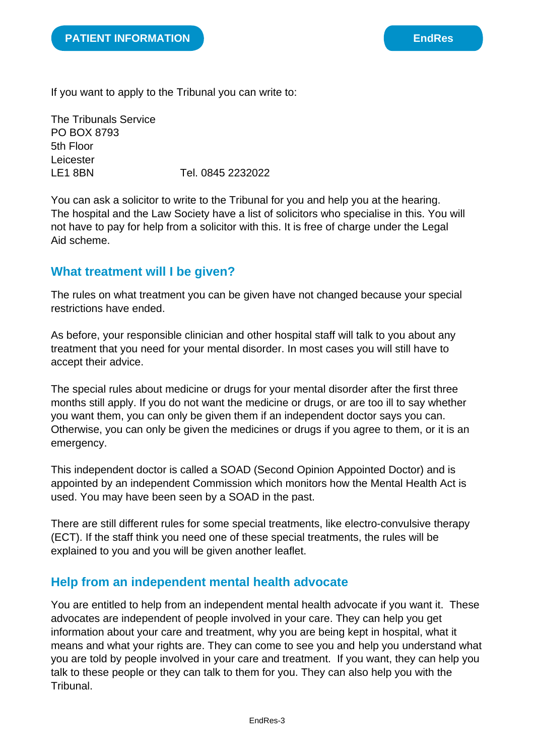If you want to apply to the Tribunal you can write to:

The Tribunals Service
PO BOX 8793
5th Floor
Leicester
LE1 8BN Tel. 0845 2232022

You can ask a solicitor to write to the Tribunal for you and help you at the hearing. The hospital and the Law Society have a list of solicitors who specialise in this. You will not have to pay for help from a solicitor with this. It is free of charge under the Legal Aid scheme.

## What treatment will I be given?

The rules on what treatment you can be given have not changed because your special restrictions have ended.

As before, your responsible clinician and other hospital staff will talk to you about any treatment that you need for your mental disorder. In most cases you will still have to accept their advice.

The special rules about medicine or drugs for your mental disorder after the first three months still apply. If you do not want the medicine or drugs, or are too ill to say whether you want them, you can only be given them if an independent doctor says you can. Otherwise, you can only be given the medicines or drugs if you agree to them, or it is an emergency.

This independent doctor is called a SOAD (Second Opinion Appointed Doctor) and is appointed by an independent Commission which monitors how the Mental Health Act is used. You may have been seen by a SOAD in the past.

There are still different rules for some special treatments, like electro-convulsive therapy (ECT). If the staff think you need one of these special treatments, the rules will be explained to you and you will be given another leaflet.

## Help from an independent mental health advocate

You are entitled to help from an independent mental health advocate if you want it. These advocates are independent of people involved in your care. They can help you get information about your care and treatment, why you are being kept in hospital, what it means and what your rights are. They can come to see you and help you understand what you are told by people involved in your care and treatment. If you want, they can help you talk to these people or they can talk to them for you. They can also help you with the Tribunal.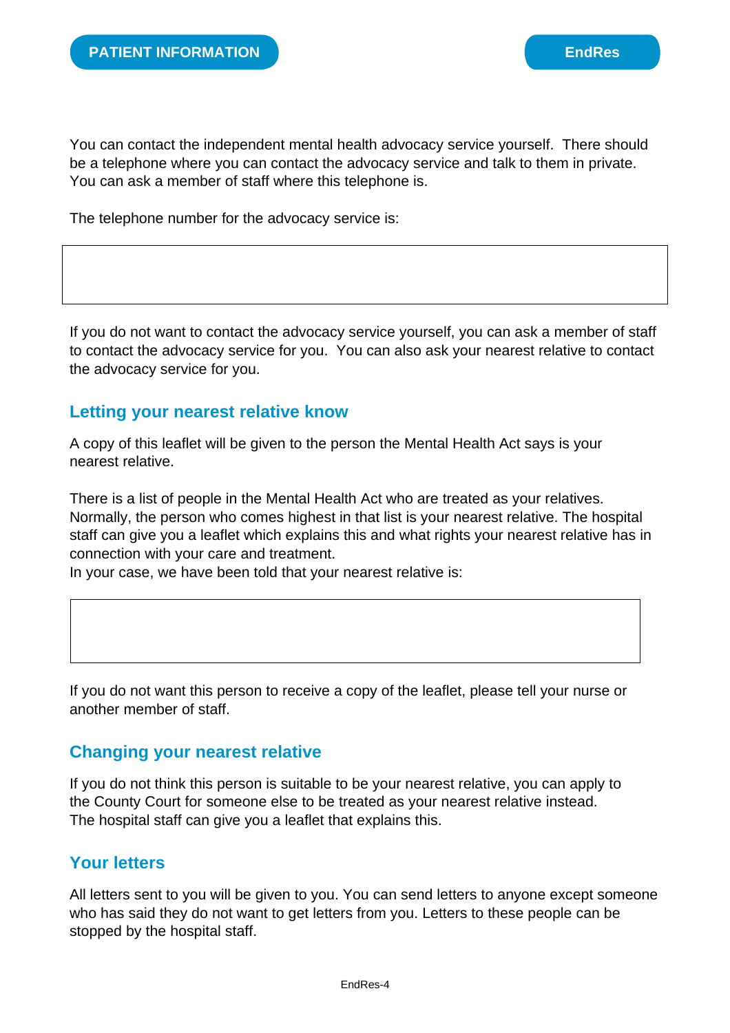You can contact the independent mental health advocacy service yourself. There should be a telephone where you can contact the advocacy service and talk to them in private. You can ask a member of staff where this telephone is.

The telephone number for the advocacy service is:

| |
|---|
| |

If you do not want to contact the advocacy service yourself, you can ask a member of staff to contact the advocacy service for you. You can also ask your nearest relative to contact the advocacy service for you.

## Letting your nearest relative know

A copy of this leaflet will be given to the person the Mental Health Act says is your nearest relative.

There is a list of people in the Mental Health Act who are treated as your relatives. Normally, the person who comes highest in that list is your nearest relative. The hospital staff can give you a leaflet which explains this and what rights your nearest relative has in connection with your care and treatment.
In your case, we have been told that your nearest relative is:

| |
|---|
| |

If you do not want this person to receive a copy of the leaflet, please tell your nurse or another member of staff.

## Changing your nearest relative

If you do not think this person is suitable to be your nearest relative, you can apply to the County Court for someone else to be treated as your nearest relative instead. The hospital staff can give you a leaflet that explains this.

## Your letters

All letters sent to you will be given to you. You can send letters to anyone except someone who has said they do not want to get letters from you. Letters to these people can be stopped by the hospital staff.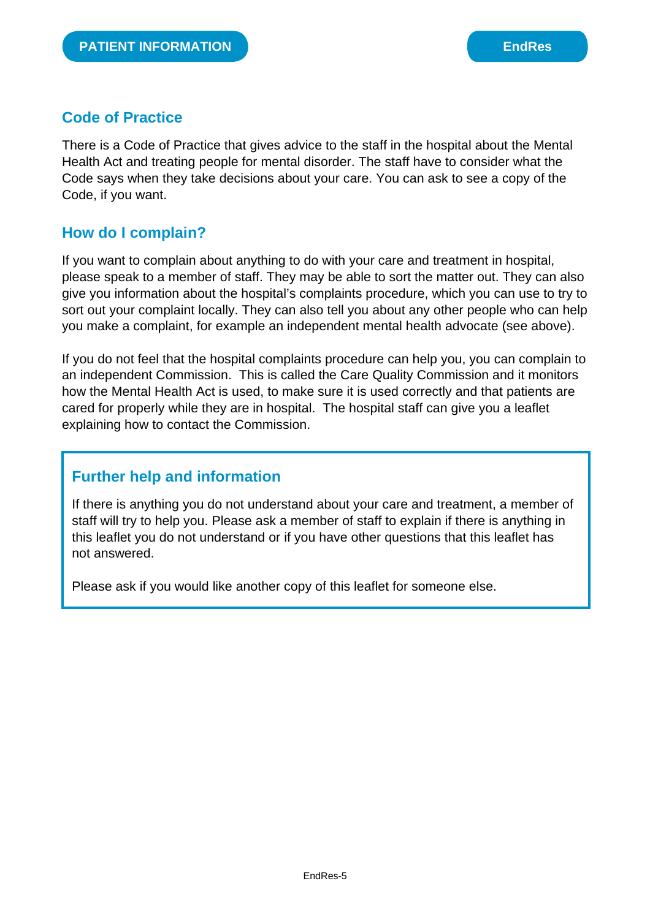## Code of Practice

There is a Code of Practice that gives advice to the staff in the hospital about the Mental Health Act and treating people for mental disorder. The staff have to consider what the Code says when they take decisions about your care. You can ask to see a copy of the Code, if you want.

## How do I complain?

If you want to complain about anything to do with your care and treatment in hospital, please speak to a member of staff. They may be able to sort the matter out. They can also give you information about the hospital's complaints procedure, which you can use to try to sort out your complaint locally. They can also tell you about any other people who can help you make a complaint, for example an independent mental health advocate (see above).

If you do not feel that the hospital complaints procedure can help you, you can complain to an independent Commission. This is called the Care Quality Commission and it monitors how the Mental Health Act is used, to make sure it is used correctly and that patients are cared for properly while they are in hospital. The hospital staff can give you a leaflet explaining how to contact the Commission.

## Further help and information

If there is anything you do not understand about your care and treatment, a member of staff will try to help you. Please ask a member of staff to explain if there is anything in this leaflet you do not understand or if you have other questions that this leaflet has not answered.

Please ask if you would like another copy of this leaflet for someone else.